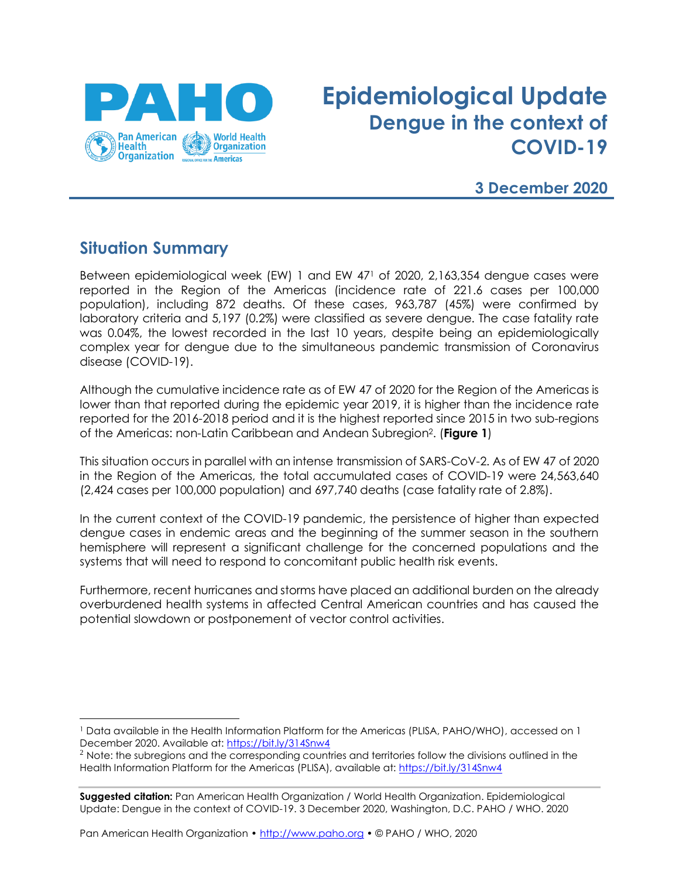# Epidemiological Update
## Dengue in the context of COVID-19

**3 December 2020**

## Situation Summary

Between epidemiological week (EW) 1 and EW 47[1] of 2020, 2,163,354 dengue cases were reported in the Region of the Americas (incidence rate of 221.6 cases per 100,000 population), including 872 deaths. Of these cases, 963,787 (45%) were confirmed by laboratory criteria and 5,197 (0.2%) were classified as severe dengue. The case fatality rate was 0.04%, the lowest recorded in the last 10 years, despite being an epidemiologically complex year for dengue due to the simultaneous pandemic transmission of Coronavirus disease (COVID-19).

Although the cumulative incidence rate as of EW 47 of 2020 for the Region of the Americas is lower than that reported during the epidemic year 2019, it is higher than the incidence rate reported for the 2016-2018 period and it is the highest reported since 2015 in two sub-regions of the Americas: non-Latin Caribbean and Andean Subregion[2]. (**Figure 1**)

This situation occurs in parallel with an intense transmission of SARS-CoV-2. As of EW 47 of 2020 in the Region of the Americas, the total accumulated cases of COVID-19 were 24,563,640 (2,424 cases per 100,000 population) and 697,740 deaths (case fatality rate of 2.8%).

In the current context of the COVID-19 pandemic, the persistence of higher than expected dengue cases in endemic areas and the beginning of the summer season in the southern hemisphere will represent a significant challenge for the concerned populations and the systems that will need to respond to concomitant public health risk events.

Furthermore, recent hurricanes and storms have placed an additional burden on the already overburdened health systems in affected Central American countries and has caused the potential slowdown or postponement of vector control activities.

---

[1] Data available in the Health Information Platform for the Americas (PLISA, PAHO/WHO), accessed on 1 December 2020. Available at: https://bit.ly/314Snw4

[2] Note: the subregions and the corresponding countries and territories follow the divisions outlined in the Health Information Platform for the Americas (PLISA), available at: https://bit.ly/314Snw4

**Suggested citation:** Pan American Health Organization / World Health Organization. Epidemiological Update: Dengue in the context of COVID-19. 3 December 2020, Washington, D.C. PAHO / WHO. 2020

Pan American Health Organization • http://www.paho.org • © PAHO / WHO, 2020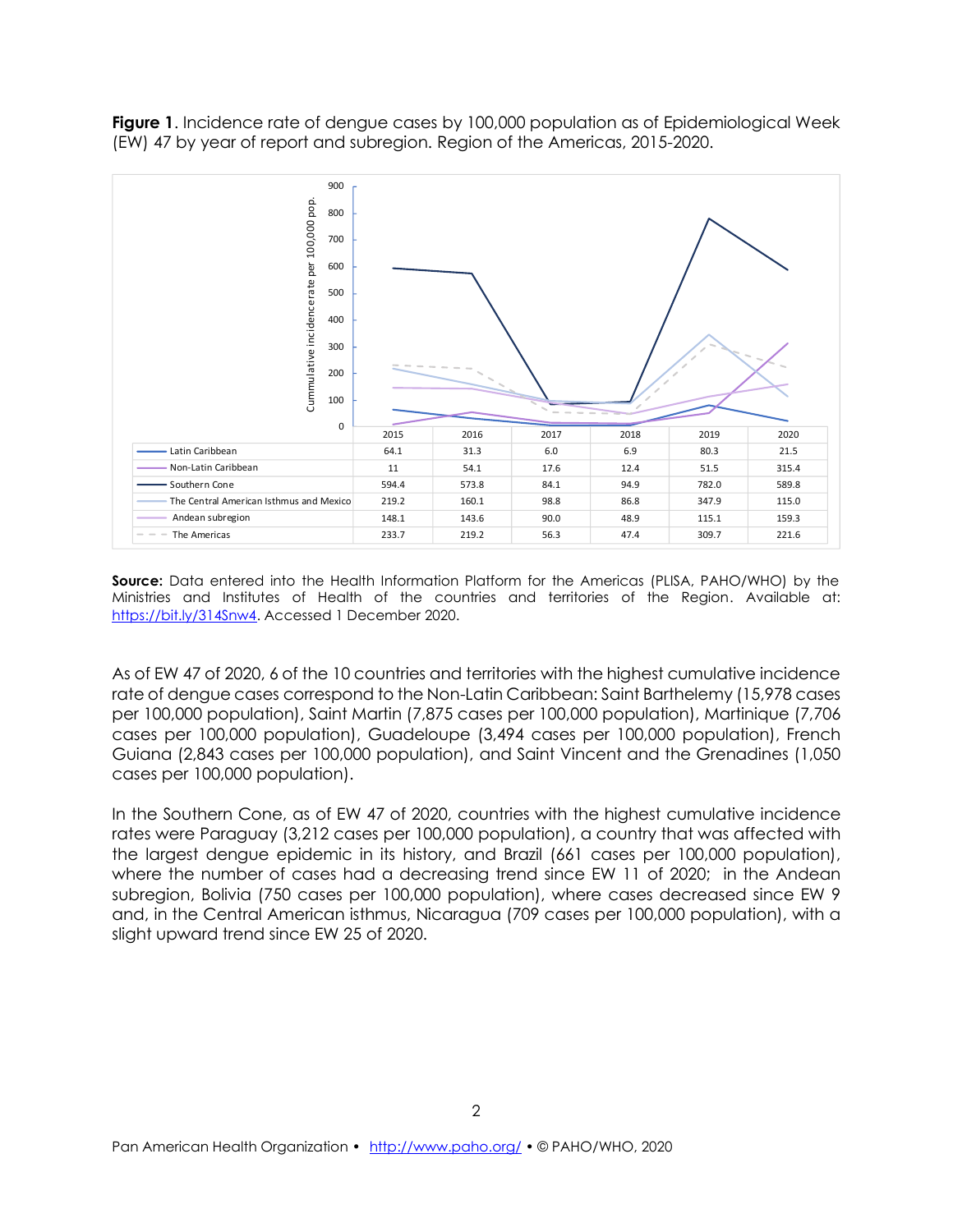**Figure 1**. Incidence rate of dengue cases by 100,000 population as of Epidemiological Week (EW) 47 by year of report and subregion. Region of the Americas, 2015-2020.

| | 2015 | 2016 | 2017 | 2018 | 2019 | 2020 |
|---|---|---|---|---|---|---|
| Latin Caribbean | 64.1 | 31.3 | 6.0 | 6.9 | 80.3 | 21.5 |
| Non-Latin Caribbean | 11 | 54.1 | 17.6 | 12.4 | 51.5 | 315.4 |
| Southern Cone | 594.4 | 573.8 | 84.1 | 94.9 | 782.0 | 589.8 |
| The Central American Isthmus and Mexico | 219.2 | 160.1 | 98.8 | 86.8 | 347.9 | 115.0 |
| Andean subregion | 148.1 | 143.6 | 90.0 | 48.9 | 115.1 | 159.3 |
| The Americas | 233.7 | 219.2 | 56.3 | 47.4 | 309.7 | 221.6 |

**Source:** Data entered into the Health Information Platform for the Americas (PLISA, PAHO/WHO) by the Ministries and Institutes of Health of the countries and territories of the Region. Available at: https://bit.ly/314Snw4. Accessed 1 December 2020.

As of EW 47 of 2020, 6 of the 10 countries and territories with the highest cumulative incidence rate of dengue cases correspond to the Non-Latin Caribbean: Saint Barthelemy (15,978 cases per 100,000 population), Saint Martin (7,875 cases per 100,000 population), Martinique (7,706 cases per 100,000 population), Guadeloupe (3,494 cases per 100,000 population), French Guiana (2,843 cases per 100,000 population), and Saint Vincent and the Grenadines (1,050 cases per 100,000 population).

In the Southern Cone, as of EW 47 of 2020, countries with the highest cumulative incidence rates were Paraguay (3,212 cases per 100,000 population), a country that was affected with the largest dengue epidemic in its history, and Brazil (661 cases per 100,000 population), where the number of cases had a decreasing trend since EW 11 of 2020; in the Andean subregion, Bolivia (750 cases per 100,000 population), where cases decreased since EW 9 and, in the Central American isthmus, Nicaragua (709 cases per 100,000 population), with a slight upward trend since EW 25 of 2020.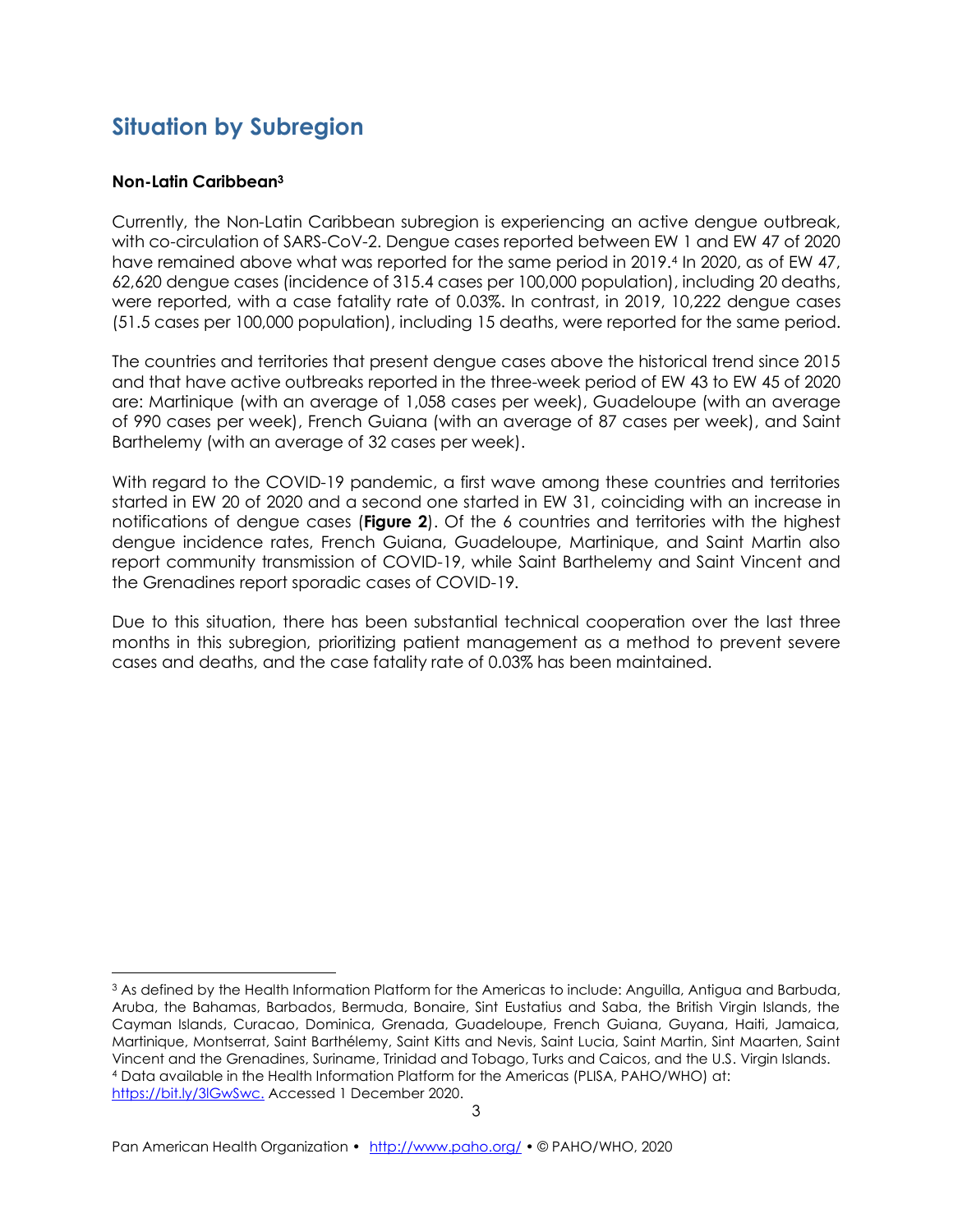## Situation by Subregion

### Non-Latin Caribbean[3]

Currently, the Non-Latin Caribbean subregion is experiencing an active dengue outbreak, with co-circulation of SARS-CoV-2. Dengue cases reported between EW 1 and EW 47 of 2020 have remained above what was reported for the same period in 2019.[4] In 2020, as of EW 47, 62,620 dengue cases (incidence of 315.4 cases per 100,000 population), including 20 deaths, were reported, with a case fatality rate of 0.03%. In contrast, in 2019, 10,222 dengue cases (51.5 cases per 100,000 population), including 15 deaths, were reported for the same period.

The countries and territories that present dengue cases above the historical trend since 2015 and that have active outbreaks reported in the three-week period of EW 43 to EW 45 of 2020 are: Martinique (with an average of 1,058 cases per week), Guadeloupe (with an average of 990 cases per week), French Guiana (with an average of 87 cases per week), and Saint Barthelemy (with an average of 32 cases per week).

With regard to the COVID-19 pandemic, a first wave among these countries and territories started in EW 20 of 2020 and a second one started in EW 31, coinciding with an increase in notifications of dengue cases (**Figure 2**). Of the 6 countries and territories with the highest dengue incidence rates, French Guiana, Guadeloupe, Martinique, and Saint Martin also report community transmission of COVID-19, while Saint Barthelemy and Saint Vincent and the Grenadines report sporadic cases of COVID-19.

Due to this situation, there has been substantial technical cooperation over the last three months in this subregion, prioritizing patient management as a method to prevent severe cases and deaths, and the case fatality rate of 0.03% has been maintained.

---

[3] As defined by the Health Information Platform for the Americas to include: Anguilla, Antigua and Barbuda, Aruba, the Bahamas, Barbados, Bermuda, Bonaire, Sint Eustatius and Saba, the British Virgin Islands, the Cayman Islands, Curacao, Dominica, Grenada, Guadeloupe, French Guiana, Guyana, Haiti, Jamaica, Martinique, Montserrat, Saint Barthélemy, Saint Kitts and Nevis, Saint Lucia, Saint Martin, Sint Maarten, Saint Vincent and the Grenadines, Suriname, Trinidad and Tobago, Turks and Caicos, and the U.S. Virgin Islands.

[4] Data available in the Health Information Platform for the Americas (PLISA, PAHO/WHO) at: https://bit.ly/3lGwSwc. Accessed 1 December 2020.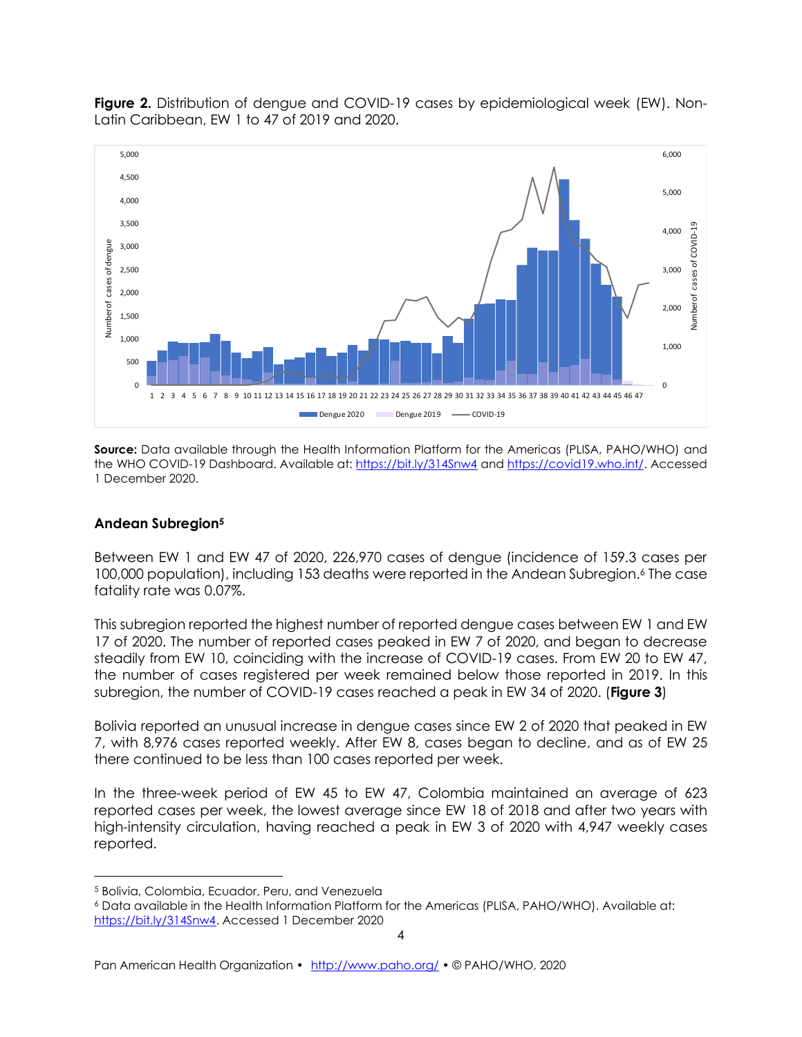**Figure 2.** Distribution of dengue and COVID-19 cases by epidemiological week (EW). Non-Latin Caribbean, EW 1 to 47 of 2019 and 2020.

**Source:** Data available through the Health Information Platform for the Americas (PLISA, PAHO/WHO) and the WHO COVID-19 Dashboard. Available at: https://bit.ly/314Snw4 and https://covid19.who.int/. Accessed 1 December 2020.

### Andean Subregion[5]

Between EW 1 and EW 47 of 2020, 226,970 cases of dengue (incidence of 159.3 cases per 100,000 population), including 153 deaths were reported in the Andean Subregion.[6] The case fatality rate was 0.07%.

This subregion reported the highest number of reported dengue cases between EW 1 and EW 17 of 2020. The number of reported cases peaked in EW 7 of 2020, and began to decrease steadily from EW 10, coinciding with the increase of COVID-19 cases. From EW 20 to EW 47, the number of cases registered per week remained below those reported in 2019. In this subregion, the number of COVID-19 cases reached a peak in EW 34 of 2020. (**Figure 3**)

Bolivia reported an unusual increase in dengue cases since EW 2 of 2020 that peaked in EW 7, with 8,976 cases reported weekly. After EW 8, cases began to decline, and as of EW 25 there continued to be less than 100 cases reported per week.

In the three-week period of EW 45 to EW 47, Colombia maintained an average of 623 reported cases per week, the lowest average since EW 18 of 2018 and after two years with high-intensity circulation, having reached a peak in EW 3 of 2020 with 4,947 weekly cases reported.

---

[5] Bolivia, Colombia, Ecuador, Peru, and Venezuela

[6] Data available in the Health Information Platform for the Americas (PLISA, PAHO/WHO). Available at: https://bit.ly/314Snw4. Accessed 1 December 2020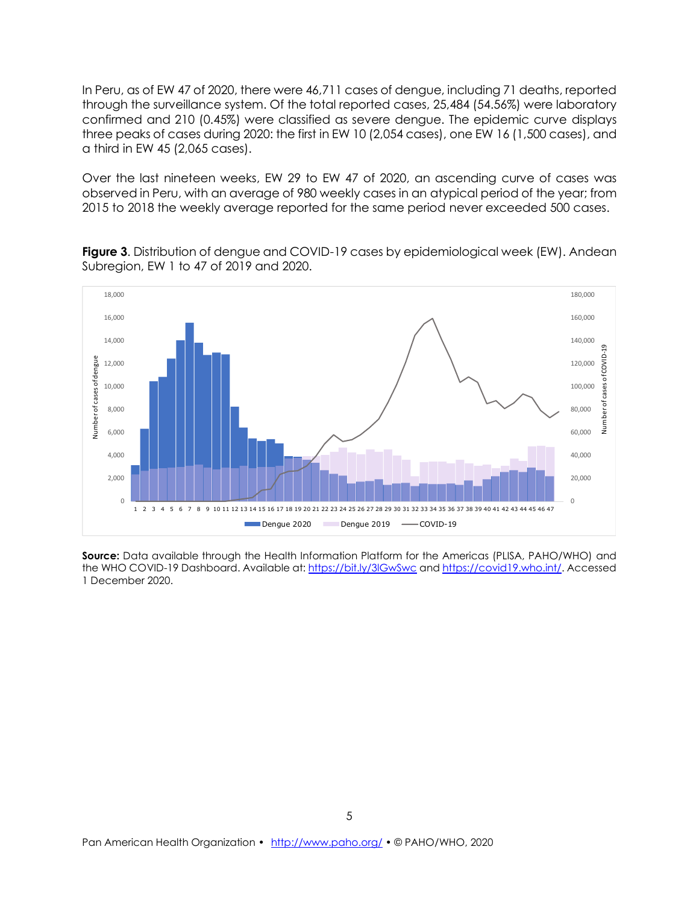In Peru, as of EW 47 of 2020, there were 46,711 cases of dengue, including 71 deaths, reported through the surveillance system. Of the total reported cases, 25,484 (54.56%) were laboratory confirmed and 210 (0.45%) were classified as severe dengue. The epidemic curve displays three peaks of cases during 2020: the first in EW 10 (2,054 cases), one EW 16 (1,500 cases), and a third in EW 45 (2,065 cases).

Over the last nineteen weeks, EW 29 to EW 47 of 2020, an ascending curve of cases was observed in Peru, with an average of 980 weekly cases in an atypical period of the year; from 2015 to 2018 the weekly average reported for the same period never exceeded 500 cases.

**Figure 3**. Distribution of dengue and COVID-19 cases by epidemiological week (EW). Andean Subregion, EW 1 to 47 of 2019 and 2020.

**Source:** Data available through the Health Information Platform for the Americas (PLISA, PAHO/WHO) and the WHO COVID-19 Dashboard. Available at: https://bit.ly/3lGwSwc and https://covid19.who.int/. Accessed 1 December 2020.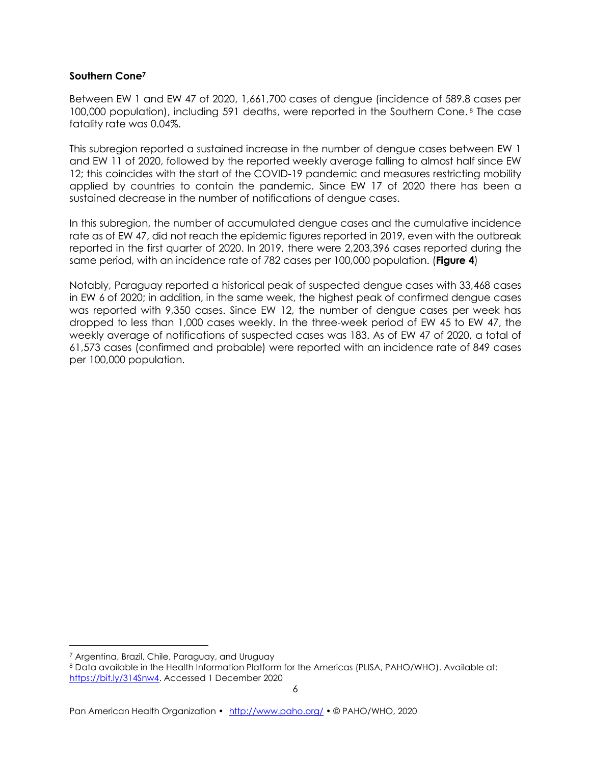**Southern Cone[7]**

Between EW 1 and EW 47 of 2020, 1,661,700 cases of dengue (incidence of 589.8 cases per 100,000 population), including 591 deaths, were reported in the Southern Cone.[8] The case fatality rate was 0.04%.

This subregion reported a sustained increase in the number of dengue cases between EW 1 and EW 11 of 2020, followed by the reported weekly average falling to almost half since EW 12; this coincides with the start of the COVID-19 pandemic and measures restricting mobility applied by countries to contain the pandemic. Since EW 17 of 2020 there has been a sustained decrease in the number of notifications of dengue cases.

In this subregion, the number of accumulated dengue cases and the cumulative incidence rate as of EW 47, did not reach the epidemic figures reported in 2019, even with the outbreak reported in the first quarter of 2020. In 2019, there were 2,203,396 cases reported during the same period, with an incidence rate of 782 cases per 100,000 population. (**Figure 4**)

Notably, Paraguay reported a historical peak of suspected dengue cases with 33,468 cases in EW 6 of 2020; in addition, in the same week, the highest peak of confirmed dengue cases was reported with 9,350 cases. Since EW 12, the number of dengue cases per week has dropped to less than 1,000 cases weekly. In the three-week period of EW 45 to EW 47, the weekly average of notifications of suspected cases was 183. As of EW 47 of 2020, a total of 61,573 cases (confirmed and probable) were reported with an incidence rate of 849 cases per 100,000 population.

---

[7] Argentina, Brazil, Chile, Paraguay, and Uruguay

[8] Data available in the Health Information Platform for the Americas (PLISA, PAHO/WHO). Available at: https://bit.ly/314Snw4. Accessed 1 December 2020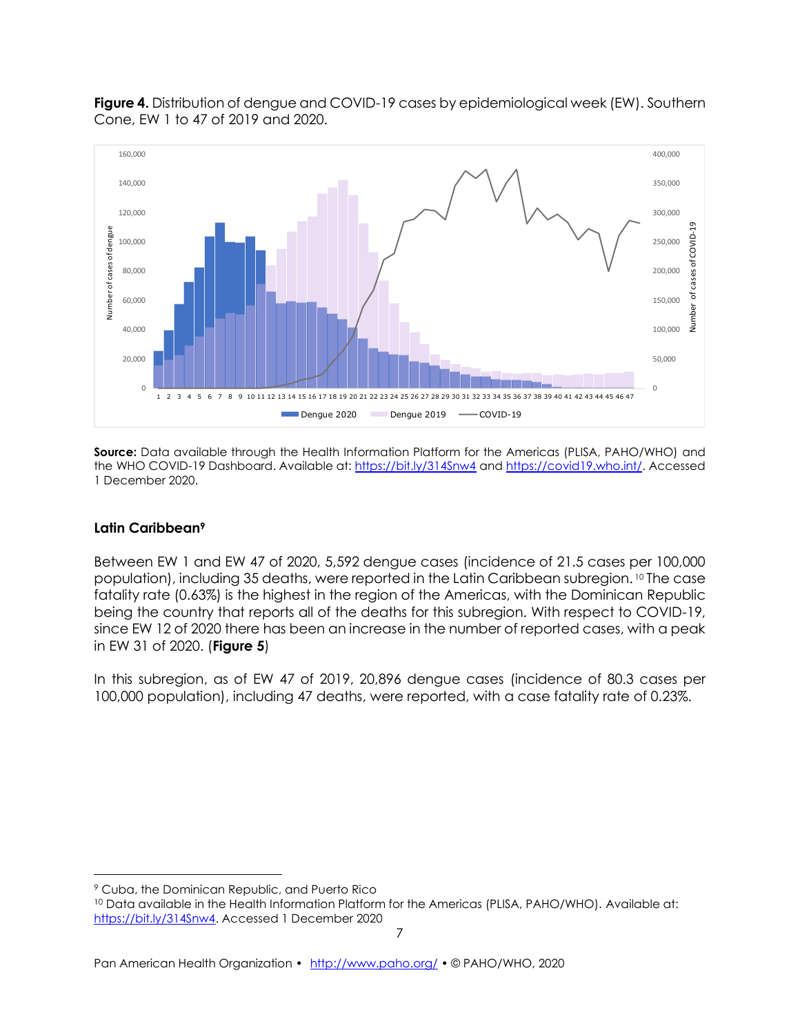**Figure 4.** Distribution of dengue and COVID-19 cases by epidemiological week (EW). Southern Cone, EW 1 to 47 of 2019 and 2020.

**Source:** Data available through the Health Information Platform for the Americas (PLISA, PAHO/WHO) and the WHO COVID-19 Dashboard. Available at: https://bit.ly/314Snw4 and https://covid19.who.int/. Accessed 1 December 2020.

### Latin Caribbean[9]

Between EW 1 and EW 47 of 2020, 5,592 dengue cases (incidence of 21.5 cases per 100,000 population), including 35 deaths, were reported in the Latin Caribbean subregion.[10] The case fatality rate (0.63%) is the highest in the region of the Americas, with the Dominican Republic being the country that reports all of the deaths for this subregion. With respect to COVID-19, since EW 12 of 2020 there has been an increase in the number of reported cases, with a peak in EW 31 of 2020. (**Figure 5**)

In this subregion, as of EW 47 of 2019, 20,896 dengue cases (incidence of 80.3 cases per 100,000 population), including 47 deaths, were reported, with a case fatality rate of 0.23%.

---

[9] Cuba, the Dominican Republic, and Puerto Rico

[10] Data available in the Health Information Platform for the Americas (PLISA, PAHO/WHO). Available at: https://bit.ly/314Snw4. Accessed 1 December 2020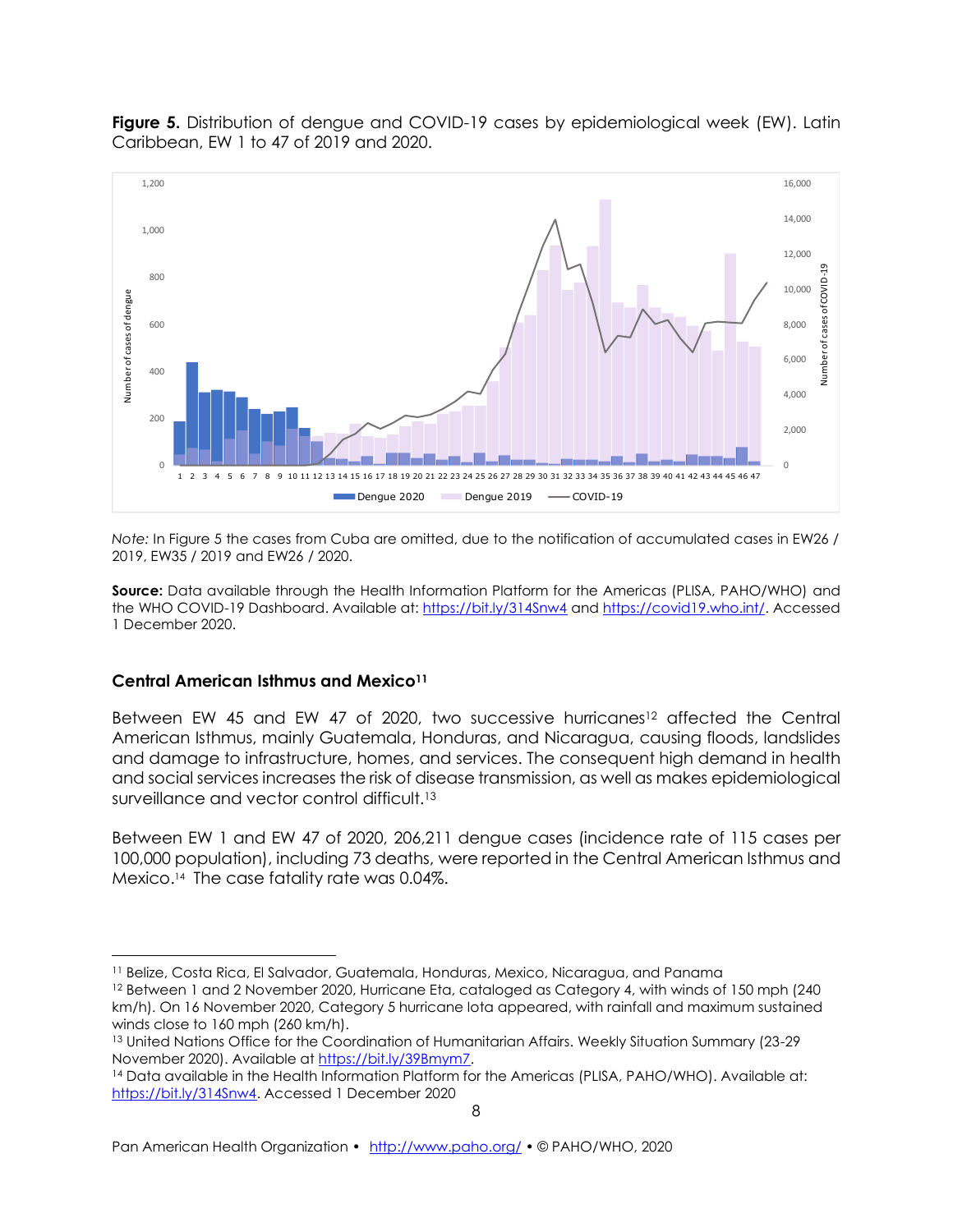**Figure 5.** Distribution of dengue and COVID-19 cases by epidemiological week (EW). Latin Caribbean, EW 1 to 47 of 2019 and 2020.

*Note:* In Figure 5 the cases from Cuba are omitted, due to the notification of accumulated cases in EW26 / 2019, EW35 / 2019 and EW26 / 2020.

**Source:** Data available through the Health Information Platform for the Americas (PLISA, PAHO/WHO) and the WHO COVID-19 Dashboard. Available at: https://bit.ly/314Snw4 and https://covid19.who.int/. Accessed 1 December 2020.

### Central American Isthmus and Mexico[11]

Between EW 45 and EW 47 of 2020, two successive hurricanes[12] affected the Central American Isthmus, mainly Guatemala, Honduras, and Nicaragua, causing floods, landslides and damage to infrastructure, homes, and services. The consequent high demand in health and social services increases the risk of disease transmission, as well as makes epidemiological surveillance and vector control difficult.[13]

Between EW 1 and EW 47 of 2020, 206,211 dengue cases (incidence rate of 115 cases per 100,000 population), including 73 deaths, were reported in the Central American Isthmus and Mexico.[14] The case fatality rate was 0.04%.

---

[11] Belize, Costa Rica, El Salvador, Guatemala, Honduras, Mexico, Nicaragua, and Panama

[12] Between 1 and 2 November 2020, Hurricane Eta, cataloged as Category 4, with winds of 150 mph (240 km/h). On 16 November 2020, Category 5 hurricane Iota appeared, with rainfall and maximum sustained winds close to 160 mph (260 km/h).

[13] United Nations Office for the Coordination of Humanitarian Affairs. Weekly Situation Summary (23-29 November 2020). Available at https://bit.ly/39Bmym7.

[14] Data available in the Health Information Platform for the Americas (PLISA, PAHO/WHO). Available at: https://bit.ly/314Snw4. Accessed 1 December 2020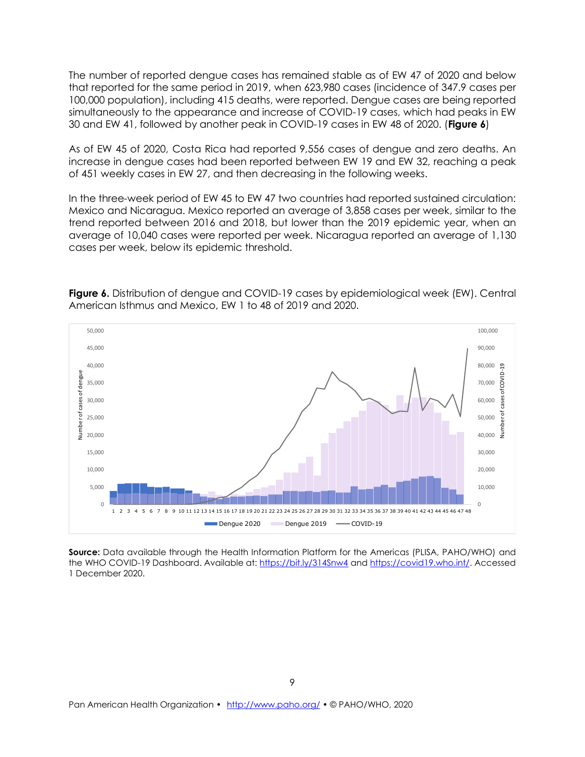The number of reported dengue cases has remained stable as of EW 47 of 2020 and below that reported for the same period in 2019, when 623,980 cases (incidence of 347.9 cases per 100,000 population), including 415 deaths, were reported. Dengue cases are being reported simultaneously to the appearance and increase of COVID-19 cases, which had peaks in EW 30 and EW 41, followed by another peak in COVID-19 cases in EW 48 of 2020. (**Figure 6**)

As of EW 45 of 2020, Costa Rica had reported 9,556 cases of dengue and zero deaths. An increase in dengue cases had been reported between EW 19 and EW 32, reaching a peak of 451 weekly cases in EW 27, and then decreasing in the following weeks.

In the three-week period of EW 45 to EW 47 two countries had reported sustained circulation: Mexico and Nicaragua. Mexico reported an average of 3,858 cases per week, similar to the trend reported between 2016 and 2018, but lower than the 2019 epidemic year, when an average of 10,040 cases were reported per week. Nicaragua reported an average of 1,130 cases per week, below its epidemic threshold.

**Figure 6.** Distribution of dengue and COVID-19 cases by epidemiological week (EW). Central American Isthmus and Mexico, EW 1 to 48 of 2019 and 2020.

**Source:** Data available through the Health Information Platform for the Americas (PLISA, PAHO/WHO) and the WHO COVID-19 Dashboard. Available at: https://bit.ly/314Snw4 and https://covid19.who.int/. Accessed 1 December 2020.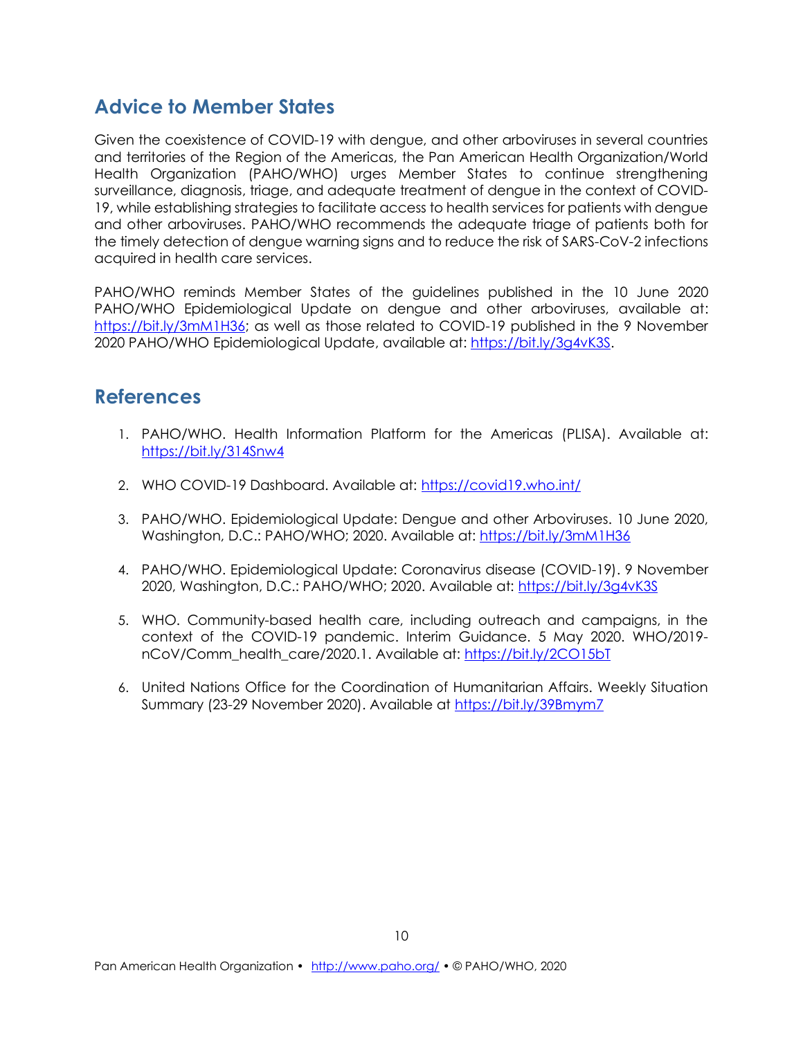## Advice to Member States

Given the coexistence of COVID-19 with dengue, and other arboviruses in several countries and territories of the Region of the Americas, the Pan American Health Organization/World Health Organization (PAHO/WHO) urges Member States to continue strengthening surveillance, diagnosis, triage, and adequate treatment of dengue in the context of COVID-19, while establishing strategies to facilitate access to health services for patients with dengue and other arboviruses. PAHO/WHO recommends the adequate triage of patients both for the timely detection of dengue warning signs and to reduce the risk of SARS-CoV-2 infections acquired in health care services.

PAHO/WHO reminds Member States of the guidelines published in the 10 June 2020 PAHO/WHO Epidemiological Update on dengue and other arboviruses, available at: https://bit.ly/3mM1H36; as well as those related to COVID-19 published in the 9 November 2020 PAHO/WHO Epidemiological Update, available at: https://bit.ly/3g4vK3S.

## References

1. PAHO/WHO. Health Information Platform for the Americas (PLISA). Available at: https://bit.ly/314Snw4
2. WHO COVID-19 Dashboard. Available at: https://covid19.who.int/
3. PAHO/WHO. Epidemiological Update: Dengue and other Arboviruses. 10 June 2020, Washington, D.C.: PAHO/WHO; 2020. Available at: https://bit.ly/3mM1H36
4. PAHO/WHO. Epidemiological Update: Coronavirus disease (COVID-19). 9 November 2020, Washington, D.C.: PAHO/WHO; 2020. Available at: https://bit.ly/3g4vK3S
5. WHO. Community-based health care, including outreach and campaigns, in the context of the COVID-19 pandemic. Interim Guidance. 5 May 2020. WHO/2019-nCoV/Comm_health_care/2020.1. Available at: https://bit.ly/2CO15bT
6. United Nations Office for the Coordination of Humanitarian Affairs. Weekly Situation Summary (23-29 November 2020). Available at https://bit.ly/39Bmym7